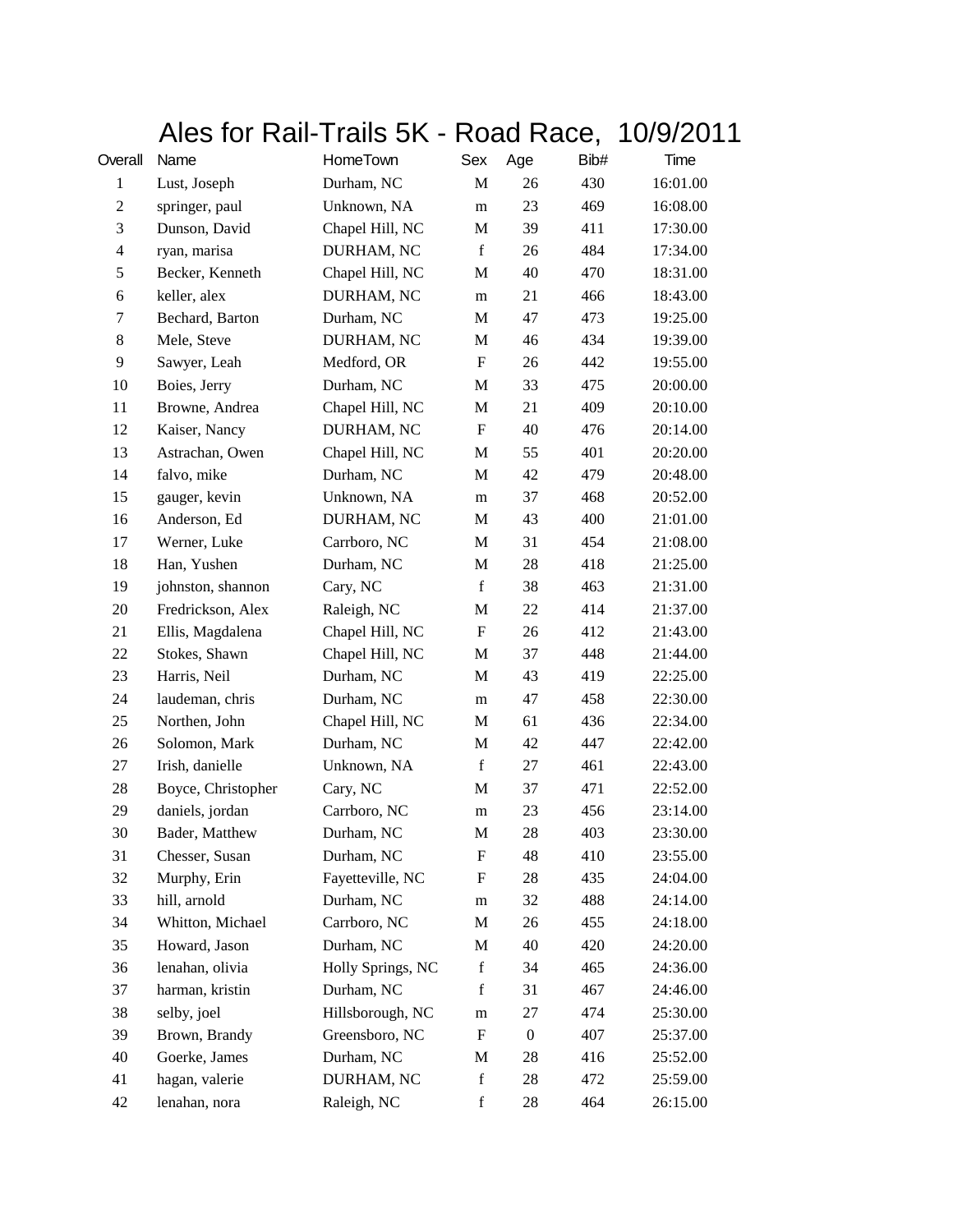# Ales for Rail-Trails 5K - Road Race, 10/9/2011

| Overall | Name | HomeTown | Sex | Age | Bib# | Time |
|---|---|---|---|---|---|---|
| 1 | Lust, Joseph | Durham, NC | M | 26 | 430 | 16:01.00 |
| 2 | springer, paul | Unknown, NA | m | 23 | 469 | 16:08.00 |
| 3 | Dunson, David | Chapel Hill, NC | M | 39 | 411 | 17:30.00 |
| 4 | ryan, marisa | DURHAM, NC | f | 26 | 484 | 17:34.00 |
| 5 | Becker, Kenneth | Chapel Hill, NC | M | 40 | 470 | 18:31.00 |
| 6 | keller, alex | DURHAM, NC | m | 21 | 466 | 18:43.00 |
| 7 | Bechard, Barton | Durham, NC | M | 47 | 473 | 19:25.00 |
| 8 | Mele, Steve | DURHAM, NC | M | 46 | 434 | 19:39.00 |
| 9 | Sawyer, Leah | Medford, OR | F | 26 | 442 | 19:55.00 |
| 10 | Boies, Jerry | Durham, NC | M | 33 | 475 | 20:00.00 |
| 11 | Browne, Andrea | Chapel Hill, NC | M | 21 | 409 | 20:10.00 |
| 12 | Kaiser, Nancy | DURHAM, NC | F | 40 | 476 | 20:14.00 |
| 13 | Astrachan, Owen | Chapel Hill, NC | M | 55 | 401 | 20:20.00 |
| 14 | falvo, mike | Durham, NC | M | 42 | 479 | 20:48.00 |
| 15 | gauger, kevin | Unknown, NA | m | 37 | 468 | 20:52.00 |
| 16 | Anderson, Ed | DURHAM, NC | M | 43 | 400 | 21:01.00 |
| 17 | Werner, Luke | Carrboro, NC | M | 31 | 454 | 21:08.00 |
| 18 | Han, Yushen | Durham, NC | M | 28 | 418 | 21:25.00 |
| 19 | johnston, shannon | Cary, NC | f | 38 | 463 | 21:31.00 |
| 20 | Fredrickson, Alex | Raleigh, NC | M | 22 | 414 | 21:37.00 |
| 21 | Ellis, Magdalena | Chapel Hill, NC | F | 26 | 412 | 21:43.00 |
| 22 | Stokes, Shawn | Chapel Hill, NC | M | 37 | 448 | 21:44.00 |
| 23 | Harris, Neil | Durham, NC | M | 43 | 419 | 22:25.00 |
| 24 | laudeman, chris | Durham, NC | m | 47 | 458 | 22:30.00 |
| 25 | Northen, John | Chapel Hill, NC | M | 61 | 436 | 22:34.00 |
| 26 | Solomon, Mark | Durham, NC | M | 42 | 447 | 22:42.00 |
| 27 | Irish, danielle | Unknown, NA | f | 27 | 461 | 22:43.00 |
| 28 | Boyce, Christopher | Cary, NC | M | 37 | 471 | 22:52.00 |
| 29 | daniels, jordan | Carrboro, NC | m | 23 | 456 | 23:14.00 |
| 30 | Bader, Matthew | Durham, NC | M | 28 | 403 | 23:30.00 |
| 31 | Chesser, Susan | Durham, NC | F | 48 | 410 | 23:55.00 |
| 32 | Murphy, Erin | Fayetteville, NC | F | 28 | 435 | 24:04.00 |
| 33 | hill, arnold | Durham, NC | m | 32 | 488 | 24:14.00 |
| 34 | Whitton, Michael | Carrboro, NC | M | 26 | 455 | 24:18.00 |
| 35 | Howard, Jason | Durham, NC | M | 40 | 420 | 24:20.00 |
| 36 | lenahan, olivia | Holly Springs, NC | f | 34 | 465 | 24:36.00 |
| 37 | harman, kristin | Durham, NC | f | 31 | 467 | 24:46.00 |
| 38 | selby, joel | Hillsborough, NC | m | 27 | 474 | 25:30.00 |
| 39 | Brown, Brandy | Greensboro, NC | F | 0 | 407 | 25:37.00 |
| 40 | Goerke, James | Durham, NC | M | 28 | 416 | 25:52.00 |
| 41 | hagan, valerie | DURHAM, NC | f | 28 | 472 | 25:59.00 |
| 42 | lenahan, nora | Raleigh, NC | f | 28 | 464 | 26:15.00 |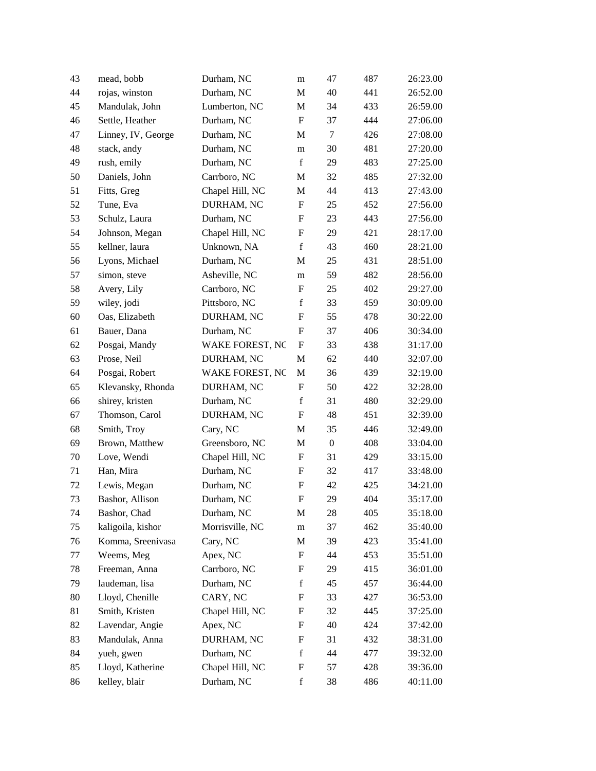| | | | | | | |
|---|---|---|---|---|---|---|
| 43 | mead, bobb | Durham, NC | m | 47 | 487 | 26:23.00 |
| 44 | rojas, winston | Durham, NC | M | 40 | 441 | 26:52.00 |
| 45 | Mandulak, John | Lumberton, NC | M | 34 | 433 | 26:59.00 |
| 46 | Settle, Heather | Durham, NC | F | 37 | 444 | 27:06.00 |
| 47 | Linney, IV, George | Durham, NC | M | 7 | 426 | 27:08.00 |
| 48 | stack, andy | Durham, NC | m | 30 | 481 | 27:20.00 |
| 49 | rush, emily | Durham, NC | f | 29 | 483 | 27:25.00 |
| 50 | Daniels, John | Carrboro, NC | M | 32 | 485 | 27:32.00 |
| 51 | Fitts, Greg | Chapel Hill, NC | M | 44 | 413 | 27:43.00 |
| 52 | Tune, Eva | DURHAM, NC | F | 25 | 452 | 27:56.00 |
| 53 | Schulz, Laura | Durham, NC | F | 23 | 443 | 27:56.00 |
| 54 | Johnson, Megan | Chapel Hill, NC | F | 29 | 421 | 28:17.00 |
| 55 | kellner, laura | Unknown, NA | f | 43 | 460 | 28:21.00 |
| 56 | Lyons, Michael | Durham, NC | M | 25 | 431 | 28:51.00 |
| 57 | simon, steve | Asheville, NC | m | 59 | 482 | 28:56.00 |
| 58 | Avery, Lily | Carrboro, NC | F | 25 | 402 | 29:27.00 |
| 59 | wiley, jodi | Pittsboro, NC | f | 33 | 459 | 30:09.00 |
| 60 | Oas, Elizabeth | DURHAM, NC | F | 55 | 478 | 30:22.00 |
| 61 | Bauer, Dana | Durham, NC | F | 37 | 406 | 30:34.00 |
| 62 | Posgai, Mandy | WAKE FOREST, NC | F | 33 | 438 | 31:17.00 |
| 63 | Prose, Neil | DURHAM, NC | M | 62 | 440 | 32:07.00 |
| 64 | Posgai, Robert | WAKE FOREST, NC | M | 36 | 439 | 32:19.00 |
| 65 | Klevansky, Rhonda | DURHAM, NC | F | 50 | 422 | 32:28.00 |
| 66 | shirey, kristen | Durham, NC | f | 31 | 480 | 32:29.00 |
| 67 | Thomson, Carol | DURHAM, NC | F | 48 | 451 | 32:39.00 |
| 68 | Smith, Troy | Cary, NC | M | 35 | 446 | 32:49.00 |
| 69 | Brown, Matthew | Greensboro, NC | M | 0 | 408 | 33:04.00 |
| 70 | Love, Wendi | Chapel Hill, NC | F | 31 | 429 | 33:15.00 |
| 71 | Han, Mira | Durham, NC | F | 32 | 417 | 33:48.00 |
| 72 | Lewis, Megan | Durham, NC | F | 42 | 425 | 34:21.00 |
| 73 | Bashor, Allison | Durham, NC | F | 29 | 404 | 35:17.00 |
| 74 | Bashor, Chad | Durham, NC | M | 28 | 405 | 35:18.00 |
| 75 | kaligoila, kishor | Morrisville, NC | m | 37 | 462 | 35:40.00 |
| 76 | Komma, Sreenivasa | Cary, NC | M | 39 | 423 | 35:41.00 |
| 77 | Weems, Meg | Apex, NC | F | 44 | 453 | 35:51.00 |
| 78 | Freeman, Anna | Carrboro, NC | F | 29 | 415 | 36:01.00 |
| 79 | laudeman, lisa | Durham, NC | f | 45 | 457 | 36:44.00 |
| 80 | Lloyd, Chenille | CARY, NC | F | 33 | 427 | 36:53.00 |
| 81 | Smith, Kristen | Chapel Hill, NC | F | 32 | 445 | 37:25.00 |
| 82 | Lavendar, Angie | Apex, NC | F | 40 | 424 | 37:42.00 |
| 83 | Mandulak, Anna | DURHAM, NC | F | 31 | 432 | 38:31.00 |
| 84 | yueh, gwen | Durham, NC | f | 44 | 477 | 39:32.00 |
| 85 | Lloyd, Katherine | Chapel Hill, NC | F | 57 | 428 | 39:36.00 |
| 86 | kelley, blair | Durham, NC | f | 38 | 486 | 40:11.00 |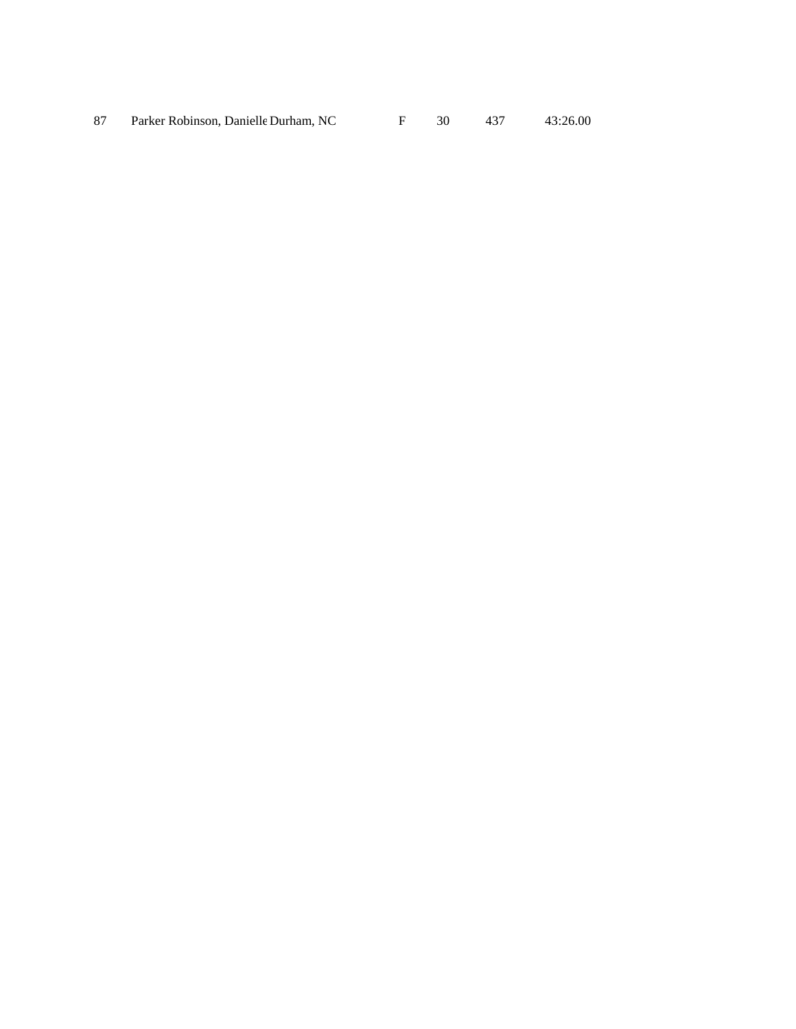| | | | | | | |
|---|---|---|---|---|---|---|
| 87 | Parker Robinson, Danielle | Durham, NC | F | 30 | 437 | 43:26.00 |